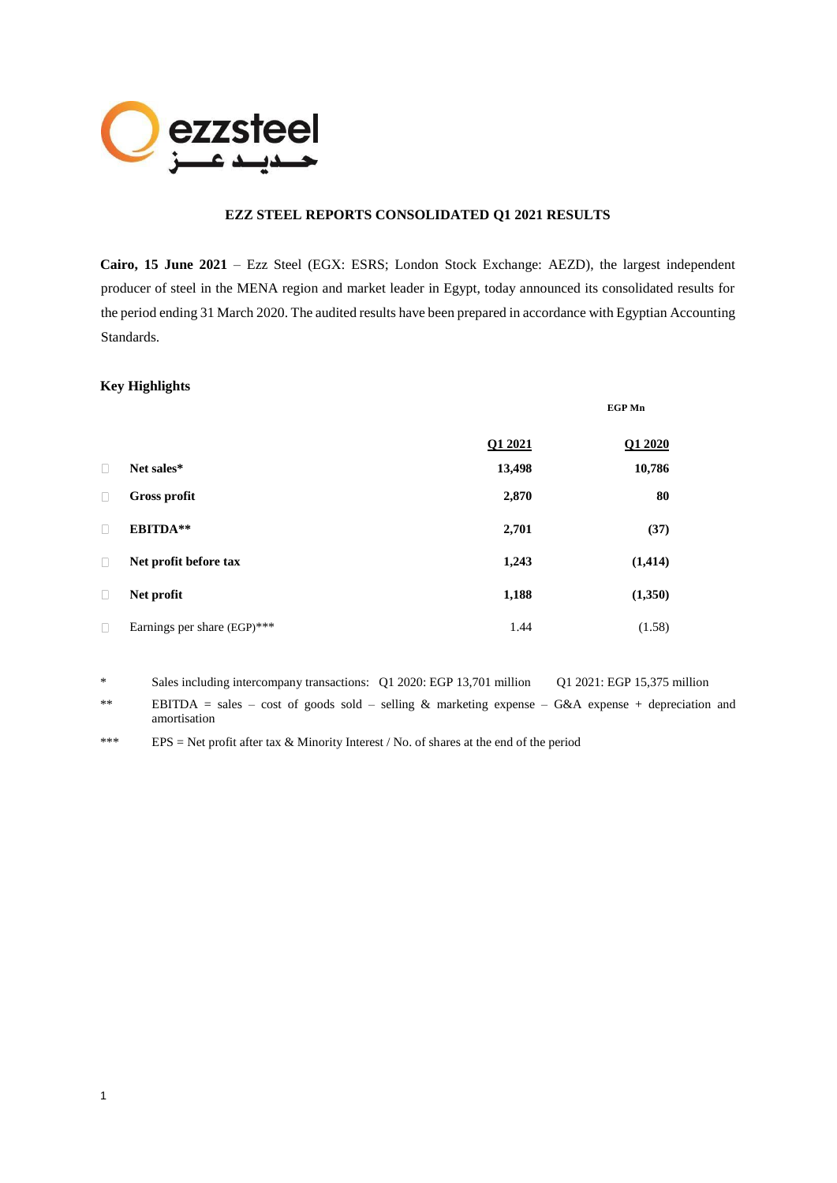ezzsteel
حـديـد عـــز

# EZZ STEEL REPORTS CONSOLIDATED Q1 2021 RESULTS

**Cairo, 15 June 2021** – Ezz Steel (EGX: ESRS; London Stock Exchange: AEZD), the largest independent producer of steel in the MENA region and market leader in Egypt, today announced its consolidated results for the period ending 31 March 2020. The audited results have been prepared in accordance with Egyptian Accounting Standards.

## Key Highlights

| | EGP Mn | |
|---|---|---|
| | **Q1 2021** | **Q1 2020** |
| **Net sales*** | **13,498** | **10,786** |
| **Gross profit** | **2,870** | **80** |
| **EBITDA**** | **2,701** | **(37)** |
| **Net profit before tax** | **1,243** | **(1,414)** |
| **Net profit** | **1,188** | **(1,350)** |
| Earnings per share (EGP)*** | 1.44 | (1.58) |

* Sales including intercompany transactions: Q1 2020: EGP 13,701 million Q1 2021: EGP 15,375 million

** EBITDA = sales – cost of goods sold – selling & marketing expense – G&A expense + depreciation and amortisation

*** EPS = Net profit after tax & Minority Interest / No. of shares at the end of the period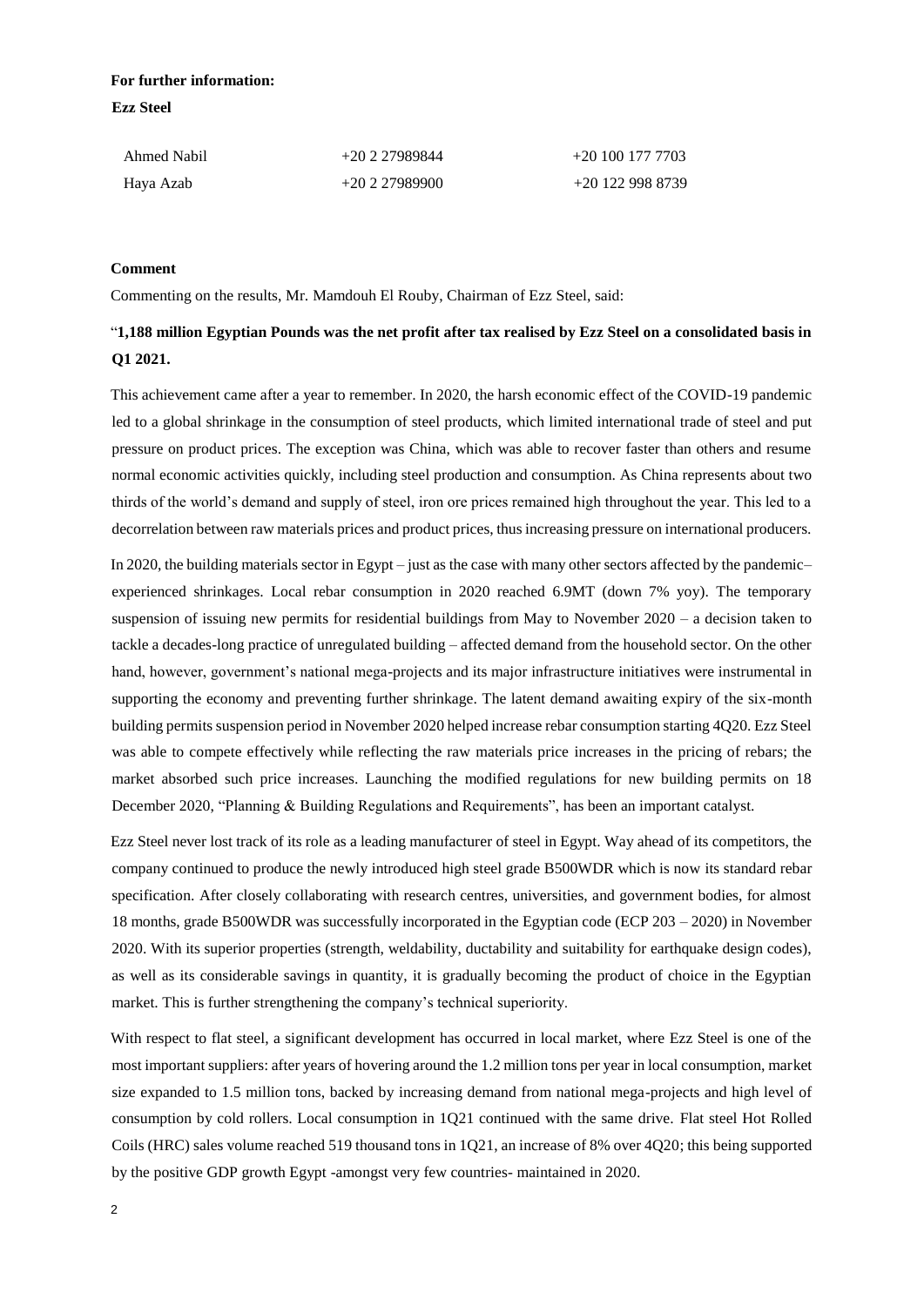**For further information:**

**Ezz Steel**

| | | |
|---|---|---|
| Ahmed Nabil | +20 2 27989844 | +20 100 177 7703 |
| Haya Azab | +20 2 27989900 | +20 122 998 8739 |

**Comment**

Commenting on the results, Mr. Mamdouh El Rouby, Chairman of Ezz Steel, said:

"**1,188 million Egyptian Pounds was the net profit after tax realised by Ezz Steel on a consolidated basis in Q1 2021.**

This achievement came after a year to remember. In 2020, the harsh economic effect of the COVID-19 pandemic led to a global shrinkage in the consumption of steel products, which limited international trade of steel and put pressure on product prices. The exception was China, which was able to recover faster than others and resume normal economic activities quickly, including steel production and consumption. As China represents about two thirds of the world's demand and supply of steel, iron ore prices remained high throughout the year. This led to a decorrelation between raw materials prices and product prices, thus increasing pressure on international producers.

In 2020, the building materials sector in Egypt – just as the case with many other sectors affected by the pandemic– experienced shrinkages. Local rebar consumption in 2020 reached 6.9MT (down 7% yoy). The temporary suspension of issuing new permits for residential buildings from May to November 2020 – a decision taken to tackle a decades-long practice of unregulated building – affected demand from the household sector. On the other hand, however, government's national mega-projects and its major infrastructure initiatives were instrumental in supporting the economy and preventing further shrinkage. The latent demand awaiting expiry of the six-month building permits suspension period in November 2020 helped increase rebar consumption starting 4Q20. Ezz Steel was able to compete effectively while reflecting the raw materials price increases in the pricing of rebars; the market absorbed such price increases. Launching the modified regulations for new building permits on 18 December 2020, "Planning & Building Regulations and Requirements", has been an important catalyst.

Ezz Steel never lost track of its role as a leading manufacturer of steel in Egypt. Way ahead of its competitors, the company continued to produce the newly introduced high steel grade B500WDR which is now its standard rebar specification. After closely collaborating with research centres, universities, and government bodies, for almost 18 months, grade B500WDR was successfully incorporated in the Egyptian code (ECP 203 – 2020) in November 2020. With its superior properties (strength, weldability, ductability and suitability for earthquake design codes), as well as its considerable savings in quantity, it is gradually becoming the product of choice in the Egyptian market. This is further strengthening the company's technical superiority.

With respect to flat steel, a significant development has occurred in local market, where Ezz Steel is one of the most important suppliers: after years of hovering around the 1.2 million tons per year in local consumption, market size expanded to 1.5 million tons, backed by increasing demand from national mega-projects and high level of consumption by cold rollers. Local consumption in 1Q21 continued with the same drive. Flat steel Hot Rolled Coils (HRC) sales volume reached 519 thousand tons in 1Q21, an increase of 8% over 4Q20; this being supported by the positive GDP growth Egypt -amongst very few countries- maintained in 2020.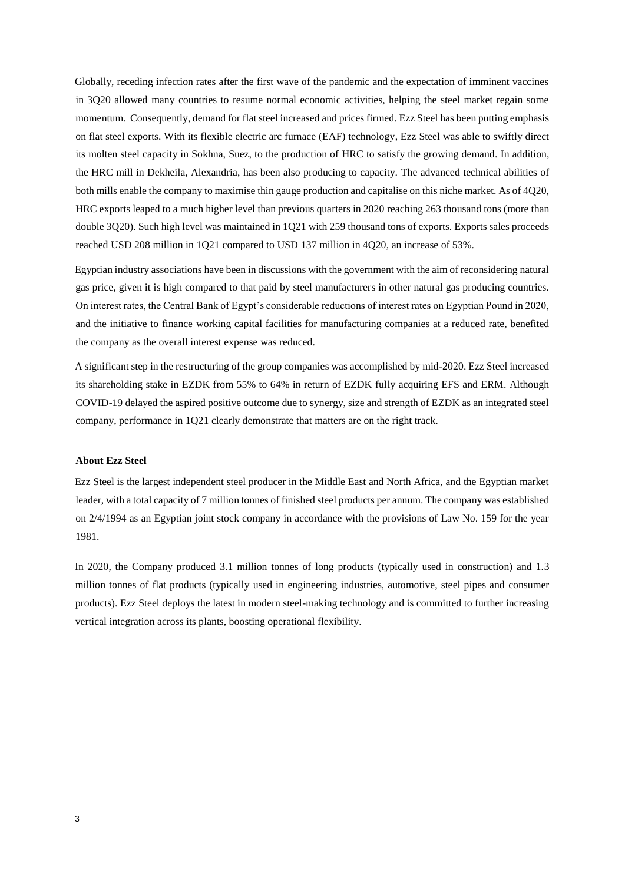Globally, receding infection rates after the first wave of the pandemic and the expectation of imminent vaccines in 3Q20 allowed many countries to resume normal economic activities, helping the steel market regain some momentum. Consequently, demand for flat steel increased and prices firmed. Ezz Steel has been putting emphasis on flat steel exports. With its flexible electric arc furnace (EAF) technology, Ezz Steel was able to swiftly direct its molten steel capacity in Sokhna, Suez, to the production of HRC to satisfy the growing demand. In addition, the HRC mill in Dekheila, Alexandria, has been also producing to capacity. The advanced technical abilities of both mills enable the company to maximise thin gauge production and capitalise on this niche market. As of 4Q20, HRC exports leaped to a much higher level than previous quarters in 2020 reaching 263 thousand tons (more than double 3Q20). Such high level was maintained in 1Q21 with 259 thousand tons of exports. Exports sales proceeds reached USD 208 million in 1Q21 compared to USD 137 million in 4Q20, an increase of 53%.

Egyptian industry associations have been in discussions with the government with the aim of reconsidering natural gas price, given it is high compared to that paid by steel manufacturers in other natural gas producing countries. On interest rates, the Central Bank of Egypt's considerable reductions of interest rates on Egyptian Pound in 2020, and the initiative to finance working capital facilities for manufacturing companies at a reduced rate, benefited the company as the overall interest expense was reduced.

A significant step in the restructuring of the group companies was accomplished by mid-2020. Ezz Steel increased its shareholding stake in EZDK from 55% to 64% in return of EZDK fully acquiring EFS and ERM. Although COVID-19 delayed the aspired positive outcome due to synergy, size and strength of EZDK as an integrated steel company, performance in 1Q21 clearly demonstrate that matters are on the right track.

**About Ezz Steel**

Ezz Steel is the largest independent steel producer in the Middle East and North Africa, and the Egyptian market leader, with a total capacity of 7 million tonnes of finished steel products per annum. The company was established on 2/4/1994 as an Egyptian joint stock company in accordance with the provisions of Law No. 159 for the year 1981.

In 2020, the Company produced 3.1 million tonnes of long products (typically used in construction) and 1.3 million tonnes of flat products (typically used in engineering industries, automotive, steel pipes and consumer products). Ezz Steel deploys the latest in modern steel-making technology and is committed to further increasing vertical integration across its plants, boosting operational flexibility.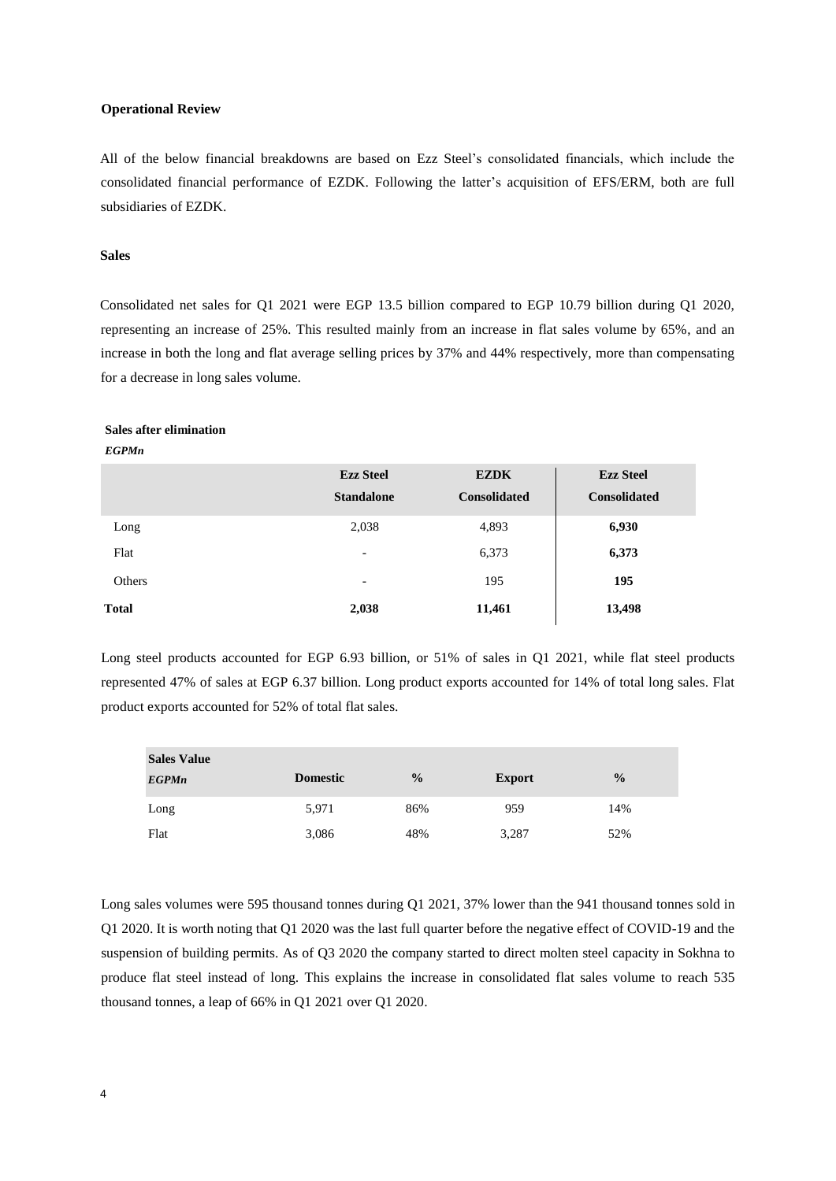**Operational Review**

All of the below financial breakdowns are based on Ezz Steel's consolidated financials, which include the consolidated financial performance of EZDK. Following the latter's acquisition of EFS/ERM, both are full subsidiaries of EZDK.

**Sales**

Consolidated net sales for Q1 2021 were EGP 13.5 billion compared to EGP 10.79 billion during Q1 2020, representing an increase of 25%. This resulted mainly from an increase in flat sales volume by 65%, and an increase in both the long and flat average selling prices by 37% and 44% respectively, more than compensating for a decrease in long sales volume.

**Sales after elimination**

***EGPMn***

| | Ezz Steel Standalone | EZDK Consolidated | Ezz Steel Consolidated |
|---|---|---|---|
| Long | 2,038 | 4,893 | **6,930** |
| Flat | - | 6,373 | **6,373** |
| Others | - | 195 | **195** |
| **Total** | **2,038** | **11,461** | **13,498** |

Long steel products accounted for EGP 6.93 billion, or 51% of sales in Q1 2021, while flat steel products represented 47% of sales at EGP 6.37 billion. Long product exports accounted for 14% of total long sales. Flat product exports accounted for 52% of total flat sales.

| **Sales Value** ***EGPMn*** | Domestic | % | Export | % |
|---|---|---|---|---|
| Long | 5,971 | 86% | 959 | 14% |
| Flat | 3,086 | 48% | 3,287 | 52% |

Long sales volumes were 595 thousand tonnes during Q1 2021, 37% lower than the 941 thousand tonnes sold in Q1 2020. It is worth noting that Q1 2020 was the last full quarter before the negative effect of COVID-19 and the suspension of building permits. As of Q3 2020 the company started to direct molten steel capacity in Sokhna to produce flat steel instead of long. This explains the increase in consolidated flat sales volume to reach 535 thousand tonnes, a leap of 66% in Q1 2021 over Q1 2020.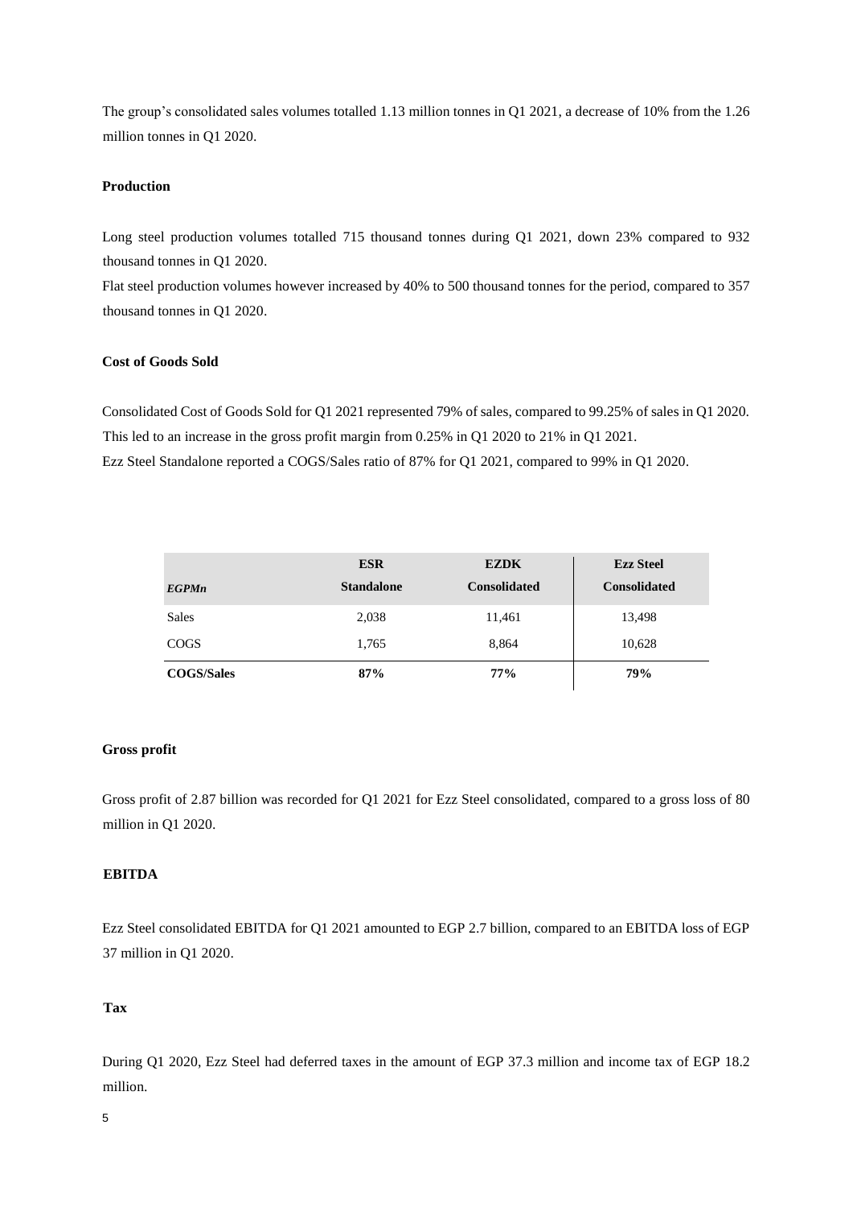The group's consolidated sales volumes totalled 1.13 million tonnes in Q1 2021, a decrease of 10% from the 1.26 million tonnes in Q1 2020.

**Production**

Long steel production volumes totalled 715 thousand tonnes during Q1 2021, down 23% compared to 932 thousand tonnes in Q1 2020.

Flat steel production volumes however increased by 40% to 500 thousand tonnes for the period, compared to 357 thousand tonnes in Q1 2020.

**Cost of Goods Sold**

Consolidated Cost of Goods Sold for Q1 2021 represented 79% of sales, compared to 99.25% of sales in Q1 2020. This led to an increase in the gross profit margin from 0.25% in Q1 2020 to 21% in Q1 2021.

Ezz Steel Standalone reported a COGS/Sales ratio of 87% for Q1 2021, compared to 99% in Q1 2020.

| *EGPMn* | ESR Standalone | EZDK Consolidated | Ezz Steel Consolidated |
|---|---|---|---|
| Sales | 2,038 | 11,461 | 13,498 |
| COGS | 1,765 | 8,864 | 10,628 |
| **COGS/Sales** | **87%** | **77%** | **79%** |

**Gross profit**

Gross profit of 2.87 billion was recorded for Q1 2021 for Ezz Steel consolidated, compared to a gross loss of 80 million in Q1 2020.

**EBITDA**

Ezz Steel consolidated EBITDA for Q1 2021 amounted to EGP 2.7 billion, compared to an EBITDA loss of EGP 37 million in Q1 2020.

**Tax**

During Q1 2020, Ezz Steel had deferred taxes in the amount of EGP 37.3 million and income tax of EGP 18.2 million.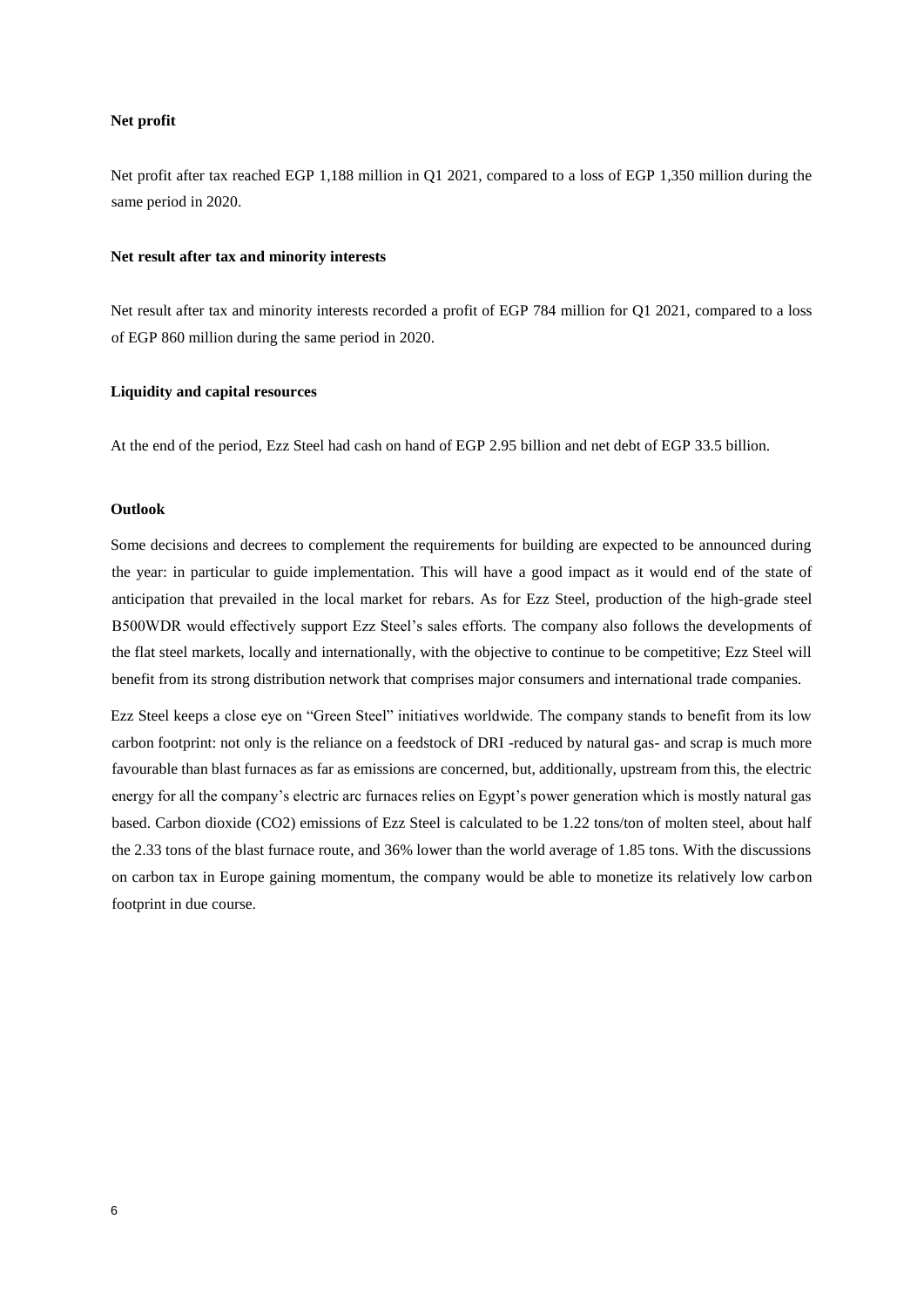**Net profit**

Net profit after tax reached EGP 1,188 million in Q1 2021, compared to a loss of EGP 1,350 million during the same period in 2020.

**Net result after tax and minority interests**

Net result after tax and minority interests recorded a profit of EGP 784 million for Q1 2021, compared to a loss of EGP 860 million during the same period in 2020.

**Liquidity and capital resources**

At the end of the period, Ezz Steel had cash on hand of EGP 2.95 billion and net debt of EGP 33.5 billion.

**Outlook**

Some decisions and decrees to complement the requirements for building are expected to be announced during the year: in particular to guide implementation. This will have a good impact as it would end of the state of anticipation that prevailed in the local market for rebars. As for Ezz Steel, production of the high-grade steel B500WDR would effectively support Ezz Steel's sales efforts. The company also follows the developments of the flat steel markets, locally and internationally, with the objective to continue to be competitive; Ezz Steel will benefit from its strong distribution network that comprises major consumers and international trade companies.

Ezz Steel keeps a close eye on "Green Steel" initiatives worldwide. The company stands to benefit from its low carbon footprint: not only is the reliance on a feedstock of DRI -reduced by natural gas- and scrap is much more favourable than blast furnaces as far as emissions are concerned, but, additionally, upstream from this, the electric energy for all the company's electric arc furnaces relies on Egypt's power generation which is mostly natural gas based. Carbon dioxide ($CO_2$) emissions of Ezz Steel is calculated to be 1.22 tons/ton of molten steel, about half the 2.33 tons of the blast furnace route, and 36% lower than the world average of 1.85 tons. With the discussions on carbon tax in Europe gaining momentum, the company would be able to monetize its relatively low carbon footprint in due course.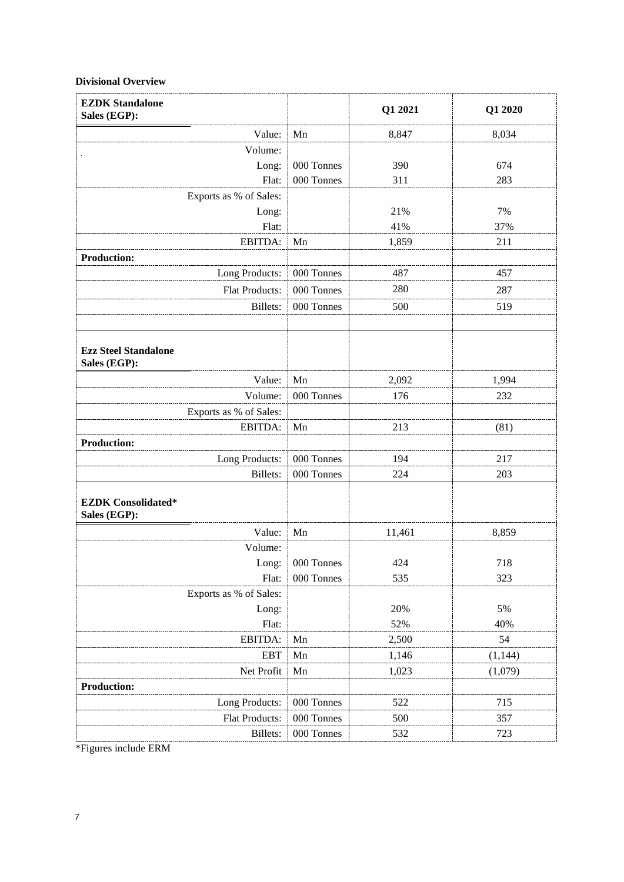**Divisional Overview**

| **EZDK Standalone Sales (EGP):** | | **Q1 2021** | **Q1 2020** |
|---|---|---|---|
| Value: | Mn | 8,847 | 8,034 |
| Volume: | | | |
| Long: | 000 Tonnes | 390 | 674 |
| Flat: | 000 Tonnes | 311 | 283 |
| Exports as % of Sales: | | | |
| Long: | | 21% | 7% |
| Flat: | | 41% | 37% |
| EBITDA: | Mn | 1,859 | 211 |
| **Production:** | | | |
| Long Products: | 000 Tonnes | 487 | 457 |
| Flat Products: | 000 Tonnes | 280 | 287 |
| Billets: | 000 Tonnes | 500 | 519 |
| | | | |
| **Ezz Steel Standalone Sales (EGP):** | | | |
| Value: | Mn | 2,092 | 1,994 |
| Volume: | 000 Tonnes | 176 | 232 |
| Exports as % of Sales: | | | |
| EBITDA: | Mn | 213 | (81) |
| **Production:** | | | |
| Long Products: | 000 Tonnes | 194 | 217 |
| Billets: | 000 Tonnes | 224 | 203 |
| **EZDK Consolidated* Sales (EGP):** | | | |
| Value: | Mn | 11,461 | 8,859 |
| Volume: | | | |
| Long: | 000 Tonnes | 424 | 718 |
| Flat: | 000 Tonnes | 535 | 323 |
| Exports as % of Sales: | | | |
| Long: | | 20% | 5% |
| Flat: | | 52% | 40% |
| EBITDA: | Mn | 2,500 | 54 |
| EBT | Mn | 1,146 | (1,144) |
| Net Profit | Mn | 1,023 | (1,079) |
| **Production:** | | | |
| Long Products: | 000 Tonnes | 522 | 715 |
| Flat Products: | 000 Tonnes | 500 | 357 |
| Billets: | 000 Tonnes | 532 | 723 |

*Figures include ERM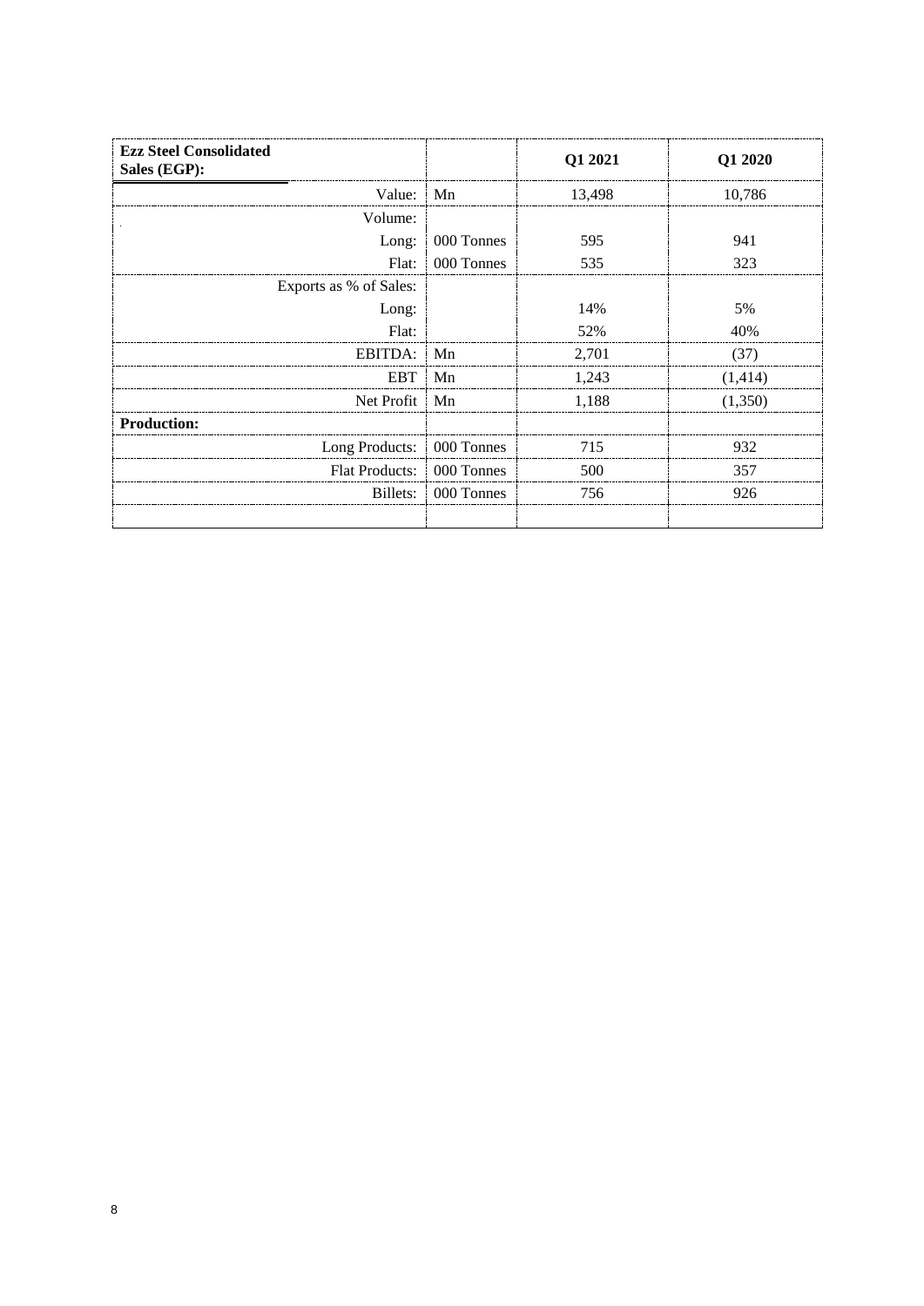| **Ezz Steel Consolidated Sales (EGP):** | | **Q1 2021** | **Q1 2020** |
|---|---|---|---|
| Value: | Mn | 13,498 | 10,786 |
| Volume: | | | |
| Long: | 000 Tonnes | 595 | 941 |
| Flat: | 000 Tonnes | 535 | 323 |
| Exports as % of Sales: | | | |
| Long: | | 14% | 5% |
| Flat: | | 52% | 40% |
| EBITDA: | Mn | 2,701 | (37) |
| EBT | Mn | 1,243 | (1,414) |
| Net Profit | Mn | 1,188 | (1,350) |
| **Production:** | | | |
| Long Products: | 000 Tonnes | 715 | 932 |
| Flat Products: | 000 Tonnes | 500 | 357 |
| Billets: | 000 Tonnes | 756 | 926 |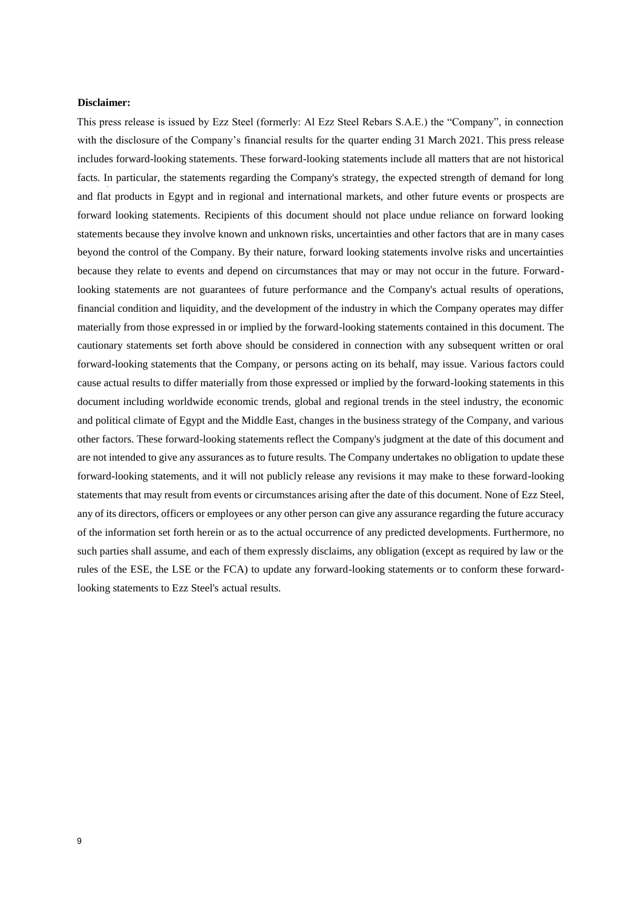**Disclaimer:**

This press release is issued by Ezz Steel (formerly: Al Ezz Steel Rebars S.A.E.) the "Company", in connection with the disclosure of the Company's financial results for the quarter ending 31 March 2021. This press release includes forward-looking statements. These forward-looking statements include all matters that are not historical facts. In particular, the statements regarding the Company's strategy, the expected strength of demand for long and flat products in Egypt and in regional and international markets, and other future events or prospects are forward looking statements. Recipients of this document should not place undue reliance on forward looking statements because they involve known and unknown risks, uncertainties and other factors that are in many cases beyond the control of the Company. By their nature, forward looking statements involve risks and uncertainties because they relate to events and depend on circumstances that may or may not occur in the future. Forward-looking statements are not guarantees of future performance and the Company's actual results of operations, financial condition and liquidity, and the development of the industry in which the Company operates may differ materially from those expressed in or implied by the forward-looking statements contained in this document. The cautionary statements set forth above should be considered in connection with any subsequent written or oral forward-looking statements that the Company, or persons acting on its behalf, may issue. Various factors could cause actual results to differ materially from those expressed or implied by the forward-looking statements in this document including worldwide economic trends, global and regional trends in the steel industry, the economic and political climate of Egypt and the Middle East, changes in the business strategy of the Company, and various other factors. These forward-looking statements reflect the Company's judgment at the date of this document and are not intended to give any assurances as to future results. The Company undertakes no obligation to update these forward-looking statements, and it will not publicly release any revisions it may make to these forward-looking statements that may result from events or circumstances arising after the date of this document. None of Ezz Steel, any of its directors, officers or employees or any other person can give any assurance regarding the future accuracy of the information set forth herein or as to the actual occurrence of any predicted developments. Furthermore, no such parties shall assume, and each of them expressly disclaims, any obligation (except as required by law or the rules of the ESE, the LSE or the FCA) to update any forward-looking statements or to conform these forward-looking statements to Ezz Steel's actual results.